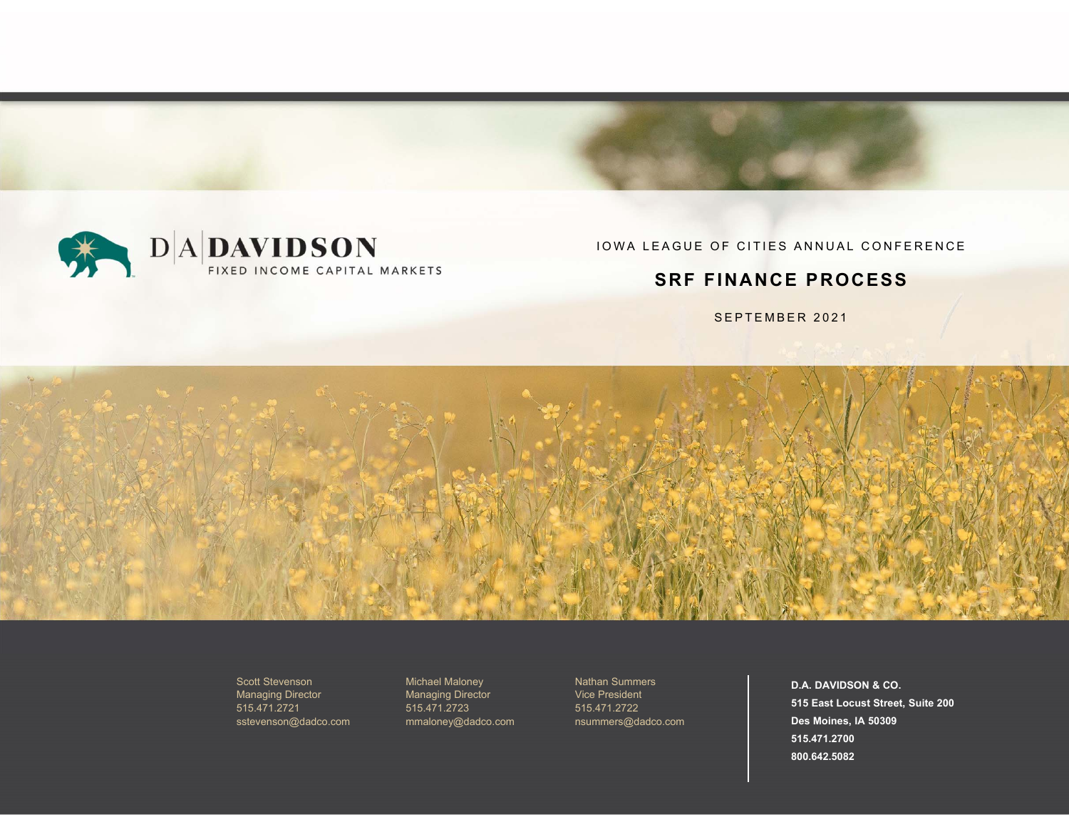D|A|DAVIDSON

FIXED INCOME CAPITAL MARKETS

IOWA LEAGUE OF CITIES ANNUAL CONFERENCE

# SRF FINANCE PROCESS

SEPTEMBER 2021

Scott Stevenson
Managing Director
515.471.2721
sstevenson@dadco.com

Michael Maloney
Managing Director
515.471.2723
mmaloney@dadco.com

Nathan Summers
Vice President
515.471.2722
nsummers@dadco.com

**D.A. DAVIDSON & CO.**
**515 East Locust Street, Suite 200**
**Des Moines, IA 50309**
**515.471.2700**
**800.642.5082**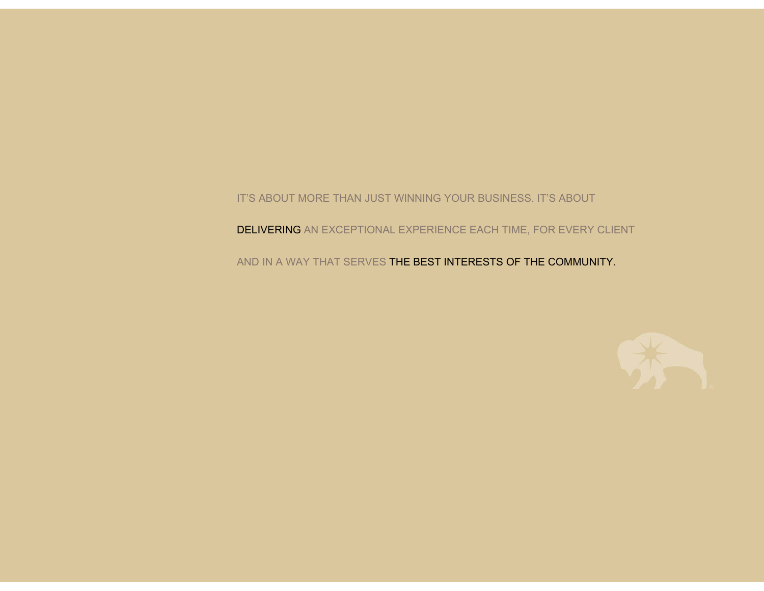IT'S ABOUT MORE THAN JUST WINNING YOUR BUSINESS. IT'S ABOUT

DELIVERING AN EXCEPTIONAL EXPERIENCE EACH TIME, FOR EVERY CLIENT

AND IN A WAY THAT SERVES THE BEST INTERESTS OF THE COMMUNITY.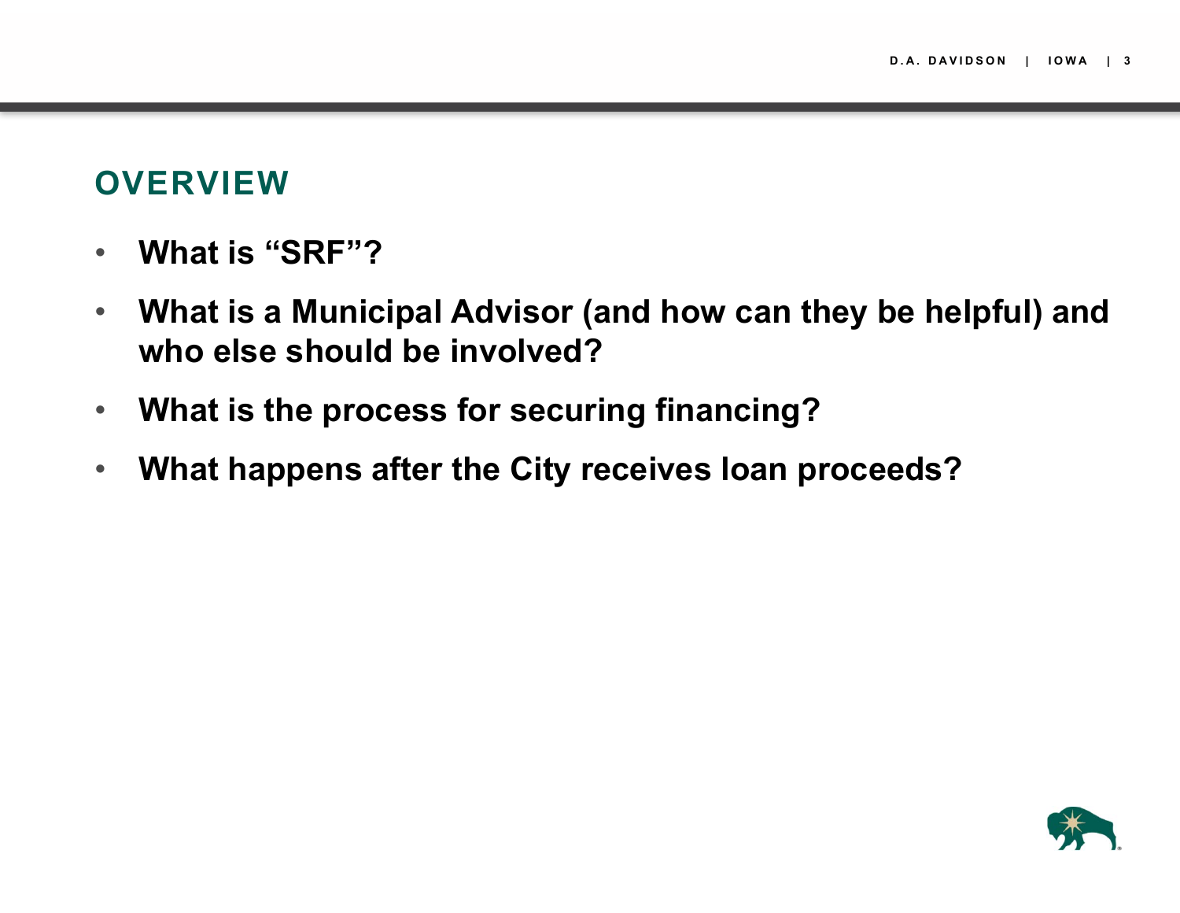## OVERVIEW

- **What is “SRF”?**
- **What is a Municipal Advisor (and how can they be helpful) and who else should be involved?**
- **What is the process for securing financing?**
- **What happens after the City receives loan proceeds?**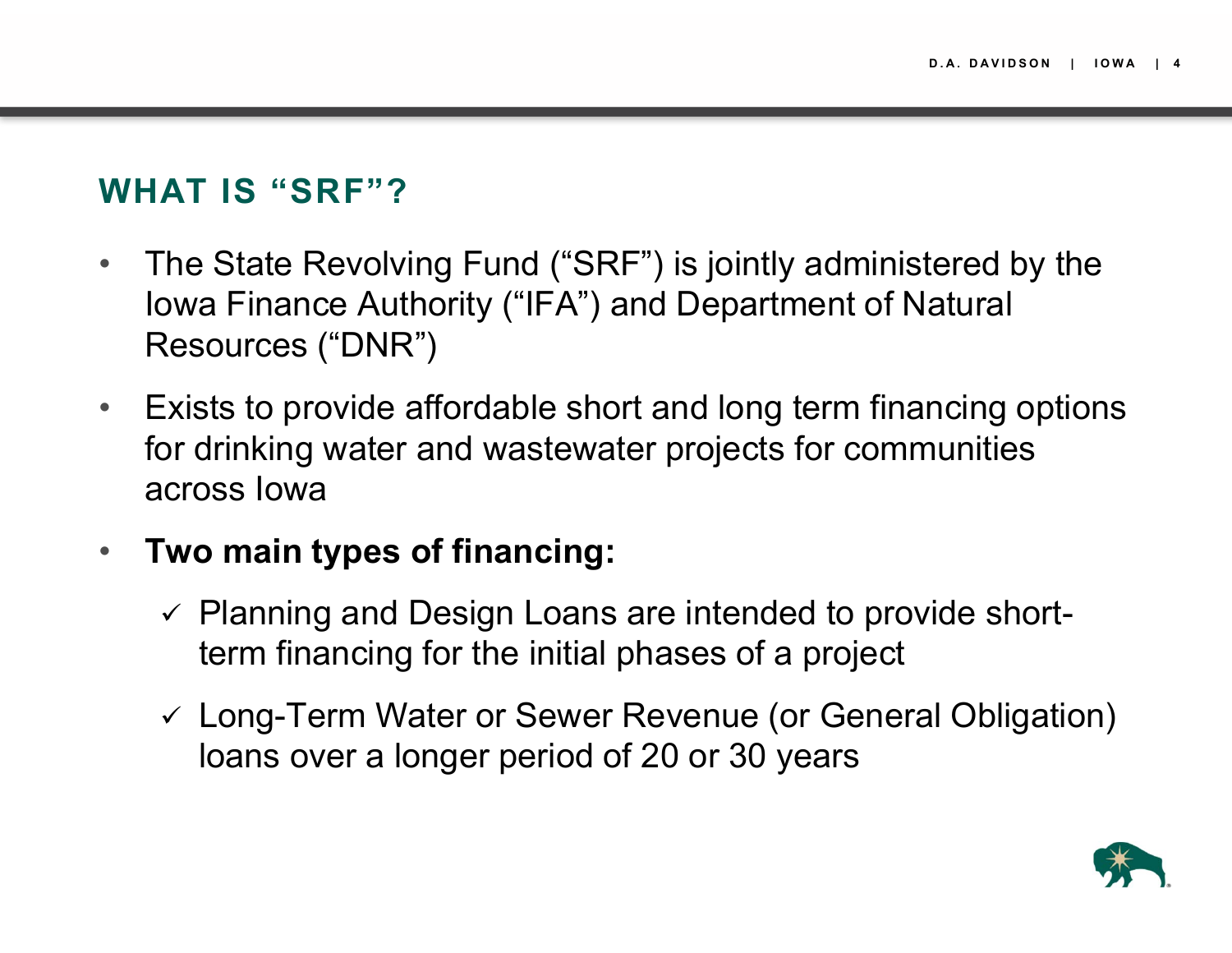## WHAT IS "SRF"?

- The State Revolving Fund ("SRF") is jointly administered by the Iowa Finance Authority ("IFA") and Department of Natural Resources ("DNR")
- Exists to provide affordable short and long term financing options for drinking water and wastewater projects for communities across Iowa
- **Two main types of financing:**
  - ✓ Planning and Design Loans are intended to provide short-term financing for the initial phases of a project
  - ✓ Long-Term Water or Sewer Revenue (or General Obligation) loans over a longer period of 20 or 30 years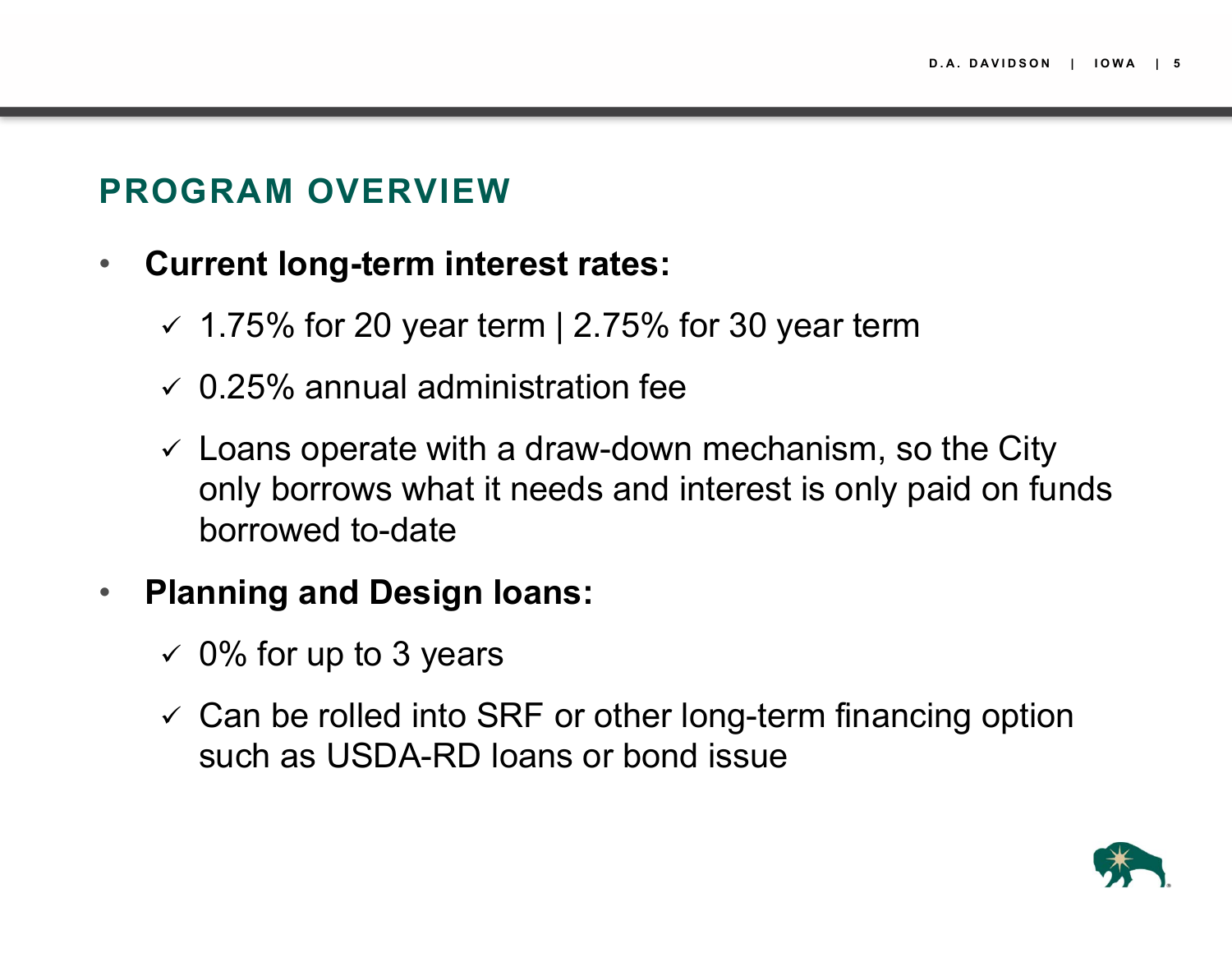## PROGRAM OVERVIEW

- **Current long-term interest rates:**
  - ✓ 1.75% for 20 year term | 2.75% for 30 year term
  - ✓ 0.25% annual administration fee
  - ✓ Loans operate with a draw-down mechanism, so the City only borrows what it needs and interest is only paid on funds borrowed to-date
- **Planning and Design loans:**
  - ✓ 0% for up to 3 years
  - ✓ Can be rolled into SRF or other long-term financing option such as USDA-RD loans or bond issue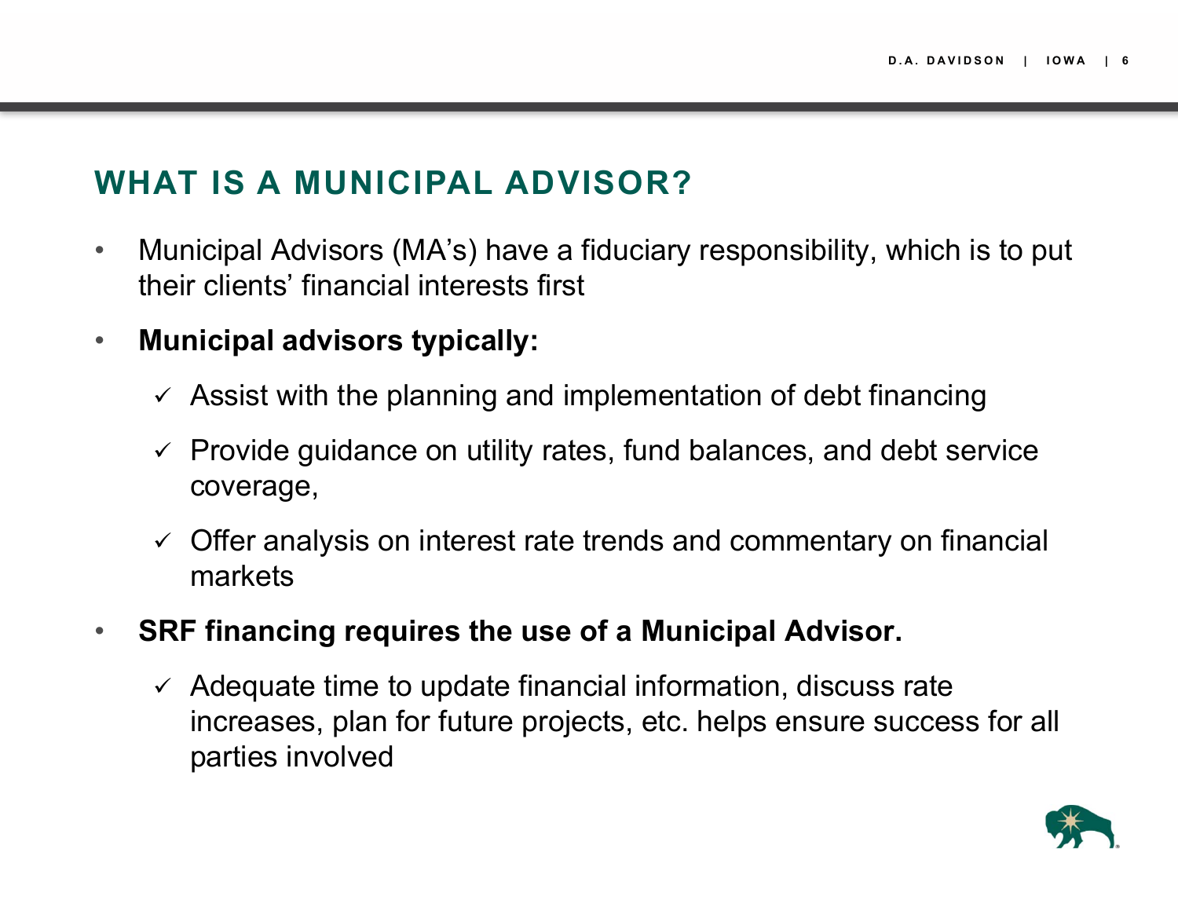## WHAT IS A MUNICIPAL ADVISOR?

- Municipal Advisors (MA's) have a fiduciary responsibility, which is to put their clients' financial interests first
- **Municipal advisors typically:**
  - ✓ Assist with the planning and implementation of debt financing
  - ✓ Provide guidance on utility rates, fund balances, and debt service coverage,
  - ✓ Offer analysis on interest rate trends and commentary on financial markets
- **SRF financing requires the use of a Municipal Advisor.**
  - ✓ Adequate time to update financial information, discuss rate increases, plan for future projects, etc. helps ensure success for all parties involved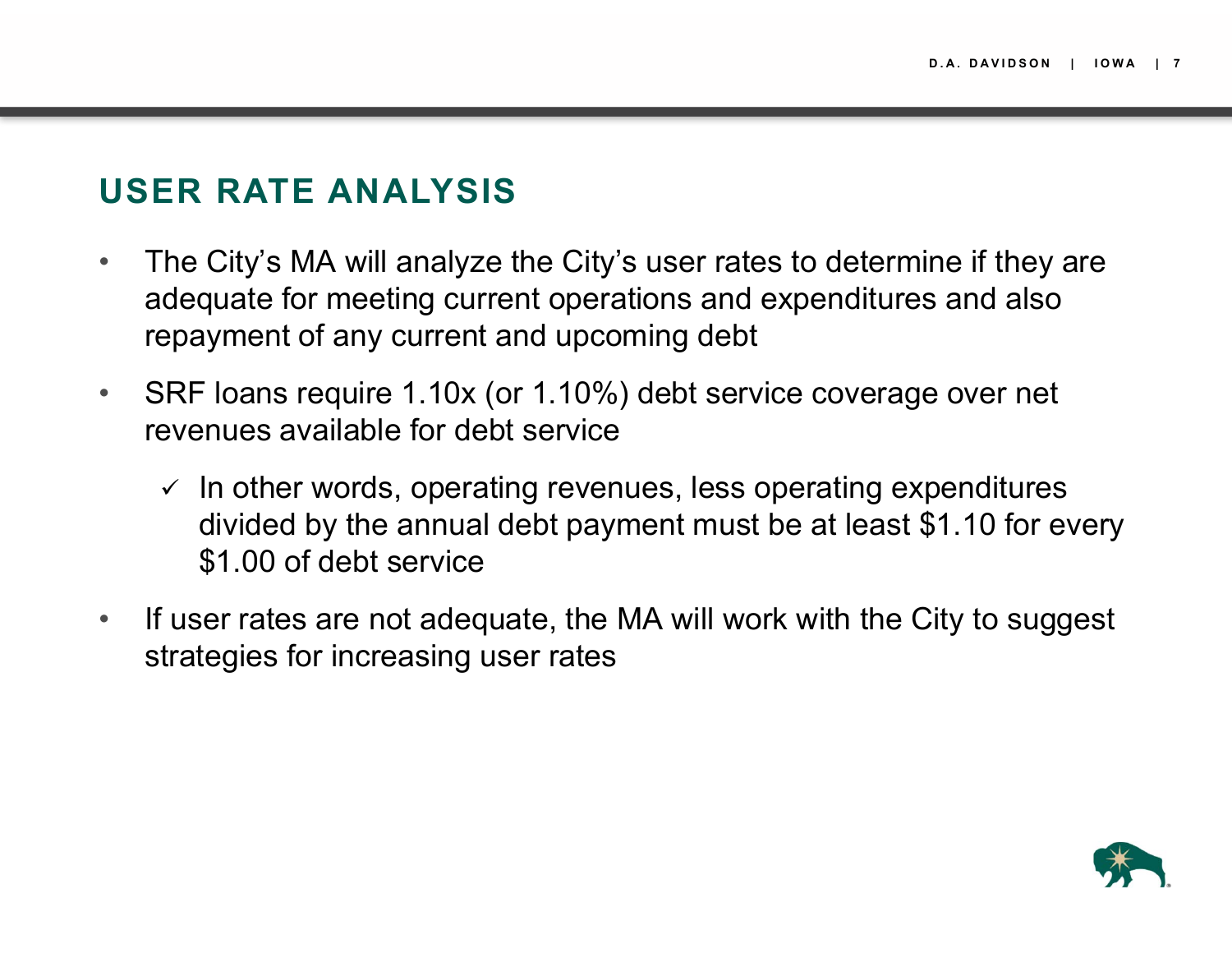## USER RATE ANALYSIS

- The City's MA will analyze the City's user rates to determine if they are adequate for meeting current operations and expenditures and also repayment of any current and upcoming debt
- SRF loans require 1.10x (or 1.10%) debt service coverage over net revenues available for debt service
  - ✓ In other words, operating revenues, less operating expenditures divided by the annual debt payment must be at least $1.10 for every $1.00 of debt service
- If user rates are not adequate, the MA will work with the City to suggest strategies for increasing user rates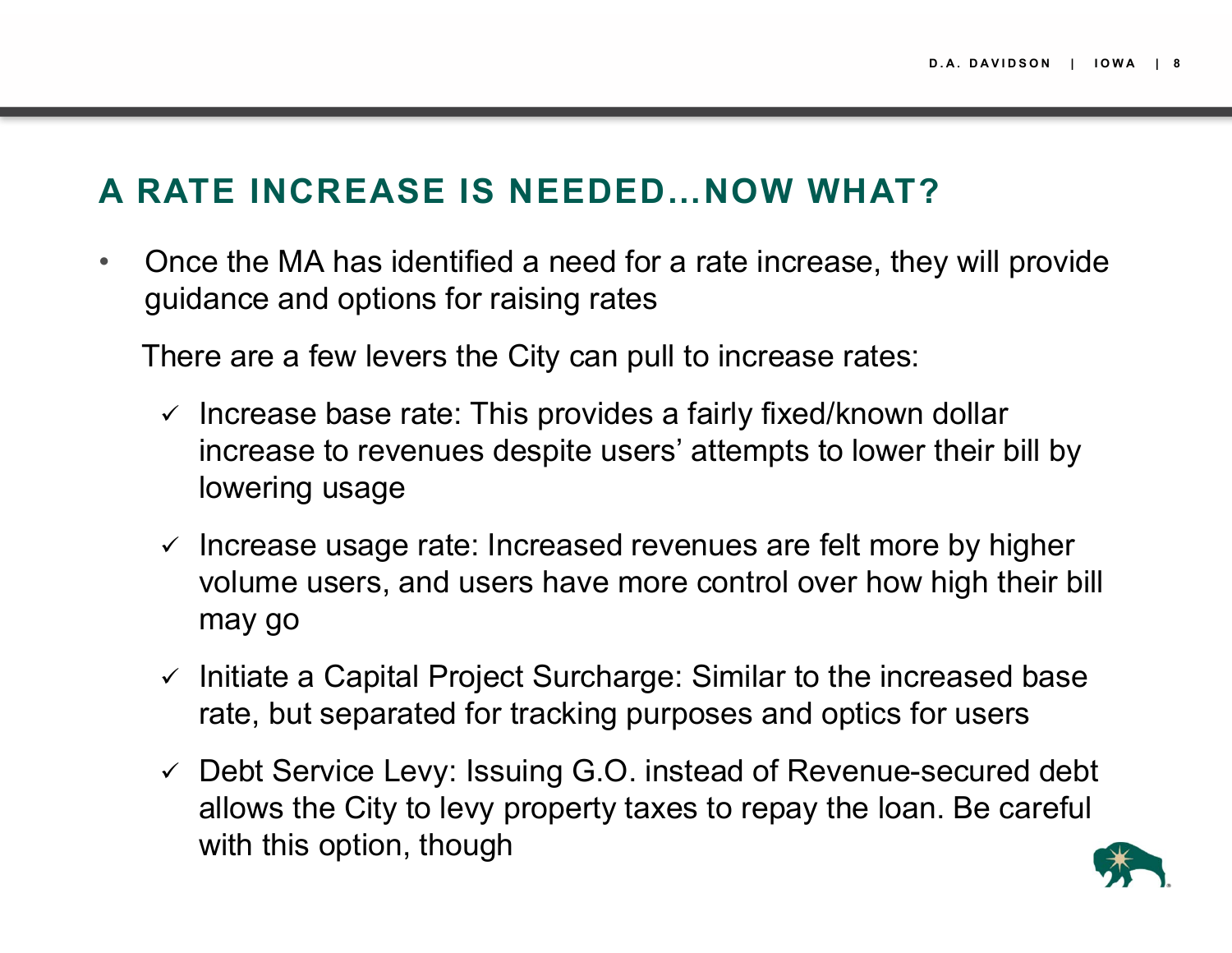## A RATE INCREASE IS NEEDED…NOW WHAT?

- Once the MA has identified a need for a rate increase, they will provide guidance and options for raising rates

  There are a few levers the City can pull to increase rates:

  - ✓ Increase base rate: This provides a fairly fixed/known dollar increase to revenues despite users' attempts to lower their bill by lowering usage
  - ✓ Increase usage rate: Increased revenues are felt more by higher volume users, and users have more control over how high their bill may go
  - ✓ Initiate a Capital Project Surcharge: Similar to the increased base rate, but separated for tracking purposes and optics for users
  - ✓ Debt Service Levy: Issuing G.O. instead of Revenue-secured debt allows the City to levy property taxes to repay the loan. Be careful with this option, though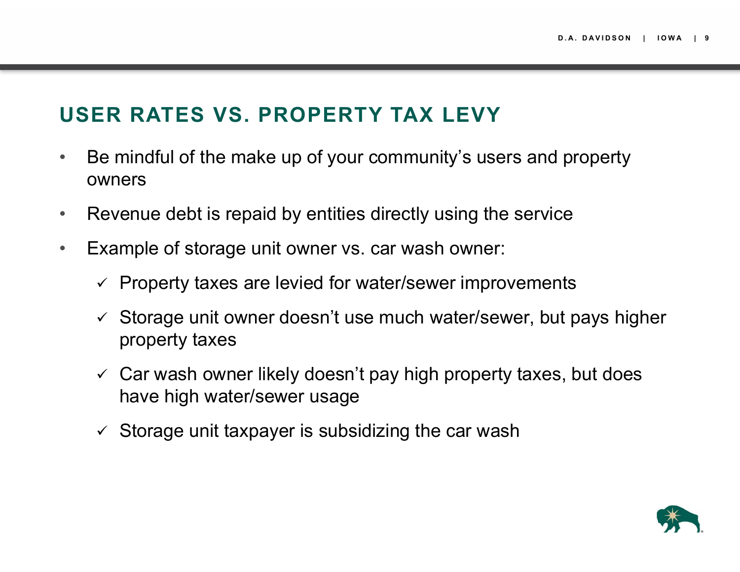## USER RATES VS. PROPERTY TAX LEVY

- Be mindful of the make up of your community's users and property owners
- Revenue debt is repaid by entities directly using the service
- Example of storage unit owner vs. car wash owner:
  - ✓ Property taxes are levied for water/sewer improvements
  - ✓ Storage unit owner doesn't use much water/sewer, but pays higher property taxes
  - ✓ Car wash owner likely doesn't pay high property taxes, but does have high water/sewer usage
  - ✓ Storage unit taxpayer is subsidizing the car wash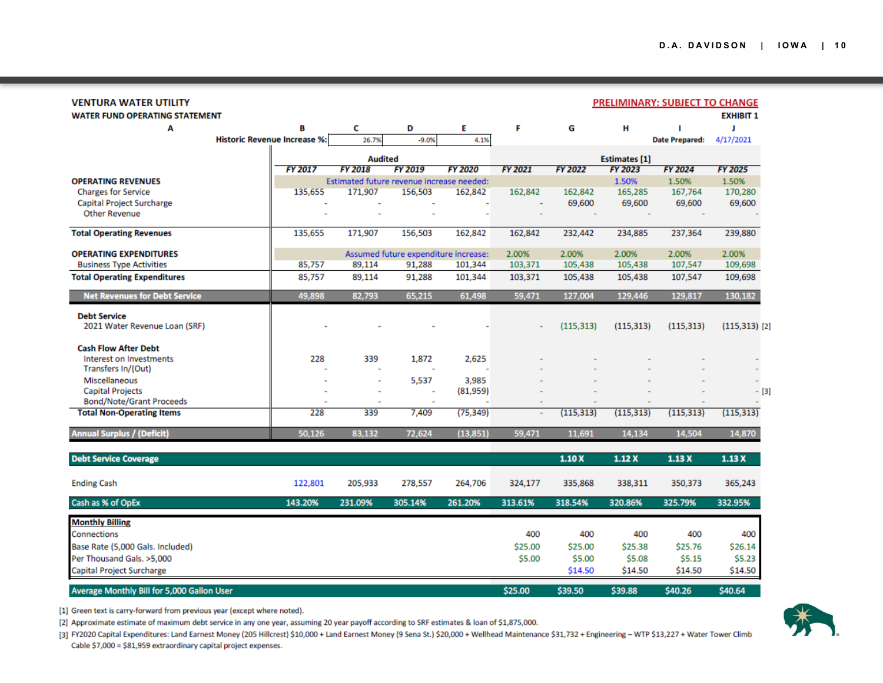**VENTURA WATER UTILITY**

**WATER FUND OPERATING STATEMENT**

**PRELIMINARY: SUBJECT TO CHANGE**

**EXHIBIT 1**

| A | B | C | D | E | F | G | H | I | J |
|---|---|---|---|---|---|---|---|---|---|
| Historic Revenue Increase %: | | 26.7% | -9.0% | 4.1% | | | | Date Prepared: | 4/17/2021 |
| | Audited | | | | Estimates [1] | | | | |
| | FY 2017 | FY 2018 | FY 2019 | FY 2020 | FY 2021 | FY 2022 | FY 2023 | FY 2024 | FY 2025 |
| **OPERATING REVENUES** | Estimated future revenue increase needed: | | | | | | 1.50% | 1.50% | 1.50% |
| Charges for Service | 135,655 | 171,907 | 156,503 | 162,842 | 162,842 | 162,842 | 165,285 | 167,764 | 170,280 |
| Capital Project Surcharge | - | - | - | - | - | 69,600 | 69,600 | 69,600 | 69,600 |
| Other Revenue | - | - | - | - | - | - | - | - | - |
| **Total Operating Revenues** | 135,655 | 171,907 | 156,503 | 162,842 | 162,842 | 232,442 | 234,885 | 237,364 | 239,880 |
| **OPERATING EXPENDITURES** | Assumed future expenditure increase: | | | | 2.00% | 2.00% | 2.00% | 2.00% | 2.00% |
| Business Type Activities | 85,757 | 89,114 | 91,288 | 101,344 | 103,371 | 105,438 | 105,438 | 107,547 | 109,698 |
| **Total Operating Expenditures** | 85,757 | 89,114 | 91,288 | 101,344 | 103,371 | 105,438 | 105,438 | 107,547 | 109,698 |
| **Net Revenues for Debt Service** | 49,898 | 82,793 | 65,215 | 61,498 | 59,471 | 127,004 | 129,446 | 129,817 | 130,182 |
| **Debt Service** | | | | | | | | | |
| 2021 Water Revenue Loan (SRF) | - | - | - | - | - | (115,313) | (115,313) | (115,313) | (115,313) [2] |
| **Cash Flow After Debt** | | | | | | | | | |
| Interest on Investments | 228 | 339 | 1,872 | 2,625 | - | - | - | - | - |
| Transfers In/(Out) | - | - | - | - | - | - | - | - | - |
| Miscellaneous | - | - | 5,537 | 3,985 | - | - | - | - | - |
| Capital Projects | - | - | - | (81,959) | - | - | - | - | - [3] |
| Bond/Note/Grant Proceeds | - | - | - | - | - | - | - | - | - |
| **Total Non-Operating Items** | 228 | 339 | 7,409 | (75,349) | - | (115,313) | (115,313) | (115,313) | (115,313) |
| **Annual Surplus / (Deficit)** | 50,126 | 83,132 | 72,624 | (13,851) | 59,471 | 11,691 | 14,134 | 14,504 | 14,870 |
| **Debt Service Coverage** | | | | | | 1.10 X | 1.12 X | 1.13 X | 1.13 X |
| Ending Cash | 122,801 | 205,933 | 278,557 | 264,706 | 324,177 | 335,868 | 338,311 | 350,373 | 365,243 |
| **Cash as % of OpEx** | 143.20% | 231.09% | 305.14% | 261.20% | 313.61% | 318.54% | 320.86% | 325.79% | 332.95% |
| **Monthly Billing** | | | | | | | | | |
| Connections | | | | | 400 | 400 | 400 | 400 | 400 |
| Base Rate (5,000 Gals. Included) | | | | | $25.00 | $25.00 | $25.38 | $25.76 | $26.14 |
| Per Thousand Gals. >5,000 | | | | | $5.00 | $5.00 | $5.08 | $5.15 | $5.23 |
| Capital Project Surcharge | | | | | | $14.50 | $14.50 | $14.50 | $14.50 |
| **Average Monthly Bill for 5,000 Gallon User** | | | | | $25.00 | $39.50 | $39.88 | $40.26 | $40.64 |

[1] Green text is carry-forward from previous year (except where noted).

[2] Approximate estimate of maximum debt service in any one year, assuming 20 year payoff according to SRF estimates & loan of $1,875,000.

[3] FY2020 Capital Expenditures: Land Earnest Money (205 Hillcrest) $10,000 + Land Earnest Money (9 Sena St.) $20,000 + Wellhead Maintenance $31,732 + Engineering – WTP $13,227 + Water Tower Climb Cable $7,000 = $81,959 extraordinary capital project expenses.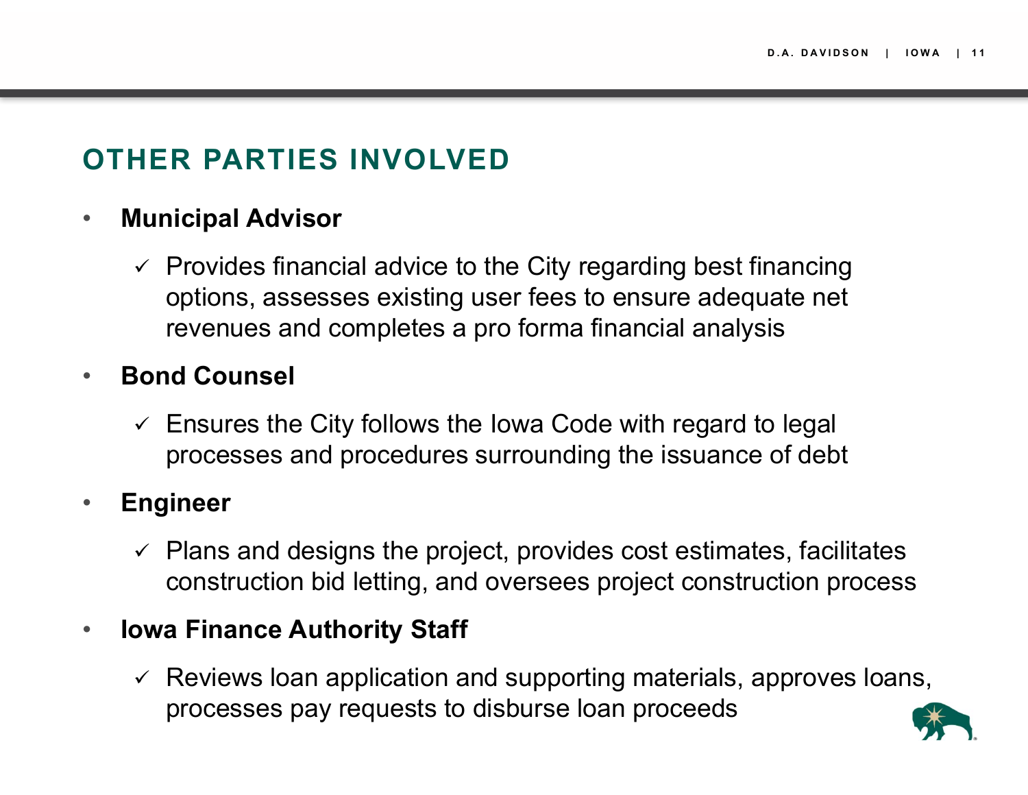# OTHER PARTIES INVOLVED

- **Municipal Advisor**
  - ✓ Provides financial advice to the City regarding best financing options, assesses existing user fees to ensure adequate net revenues and completes a pro forma financial analysis
- **Bond Counsel**
  - ✓ Ensures the City follows the Iowa Code with regard to legal processes and procedures surrounding the issuance of debt
- **Engineer**
  - ✓ Plans and designs the project, provides cost estimates, facilitates construction bid letting, and oversees project construction process
- **Iowa Finance Authority Staff**
  - ✓ Reviews loan application and supporting materials, approves loans, processes pay requests to disburse loan proceeds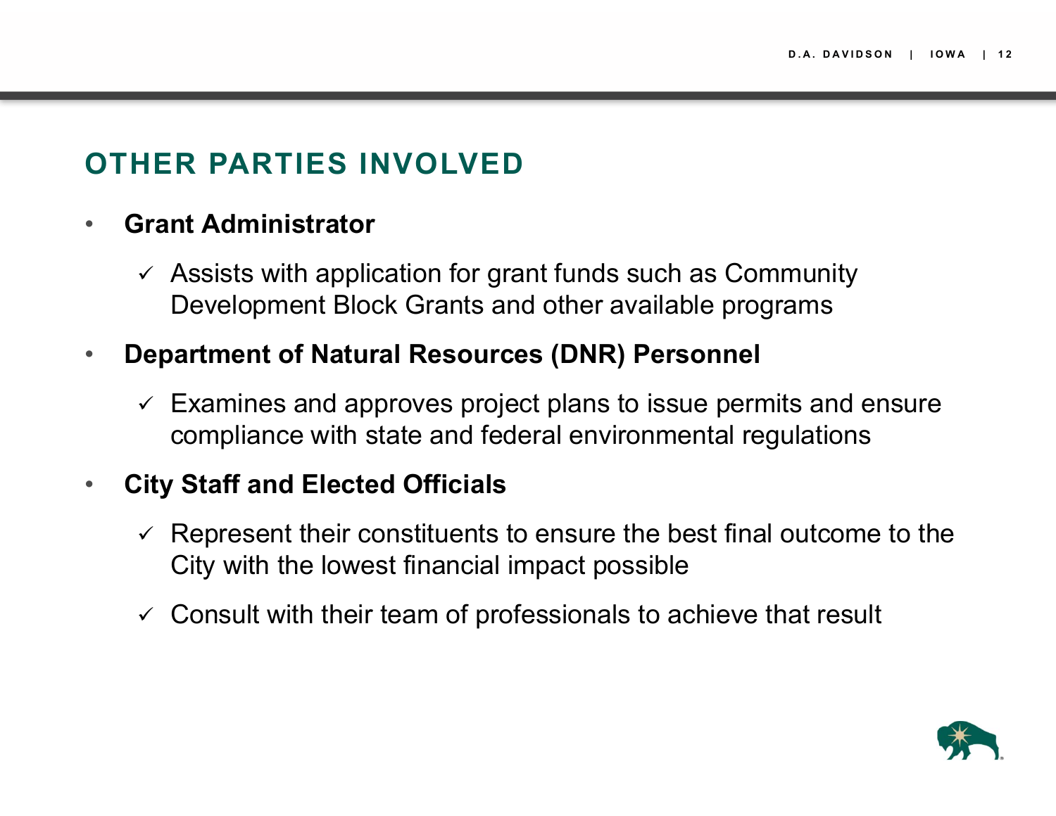## OTHER PARTIES INVOLVED

- **Grant Administrator**
  - ✓ Assists with application for grant funds such as Community Development Block Grants and other available programs
- **Department of Natural Resources (DNR) Personnel**
  - ✓ Examines and approves project plans to issue permits and ensure compliance with state and federal environmental regulations
- **City Staff and Elected Officials**
  - ✓ Represent their constituents to ensure the best final outcome to the City with the lowest financial impact possible
  - ✓ Consult with their team of professionals to achieve that result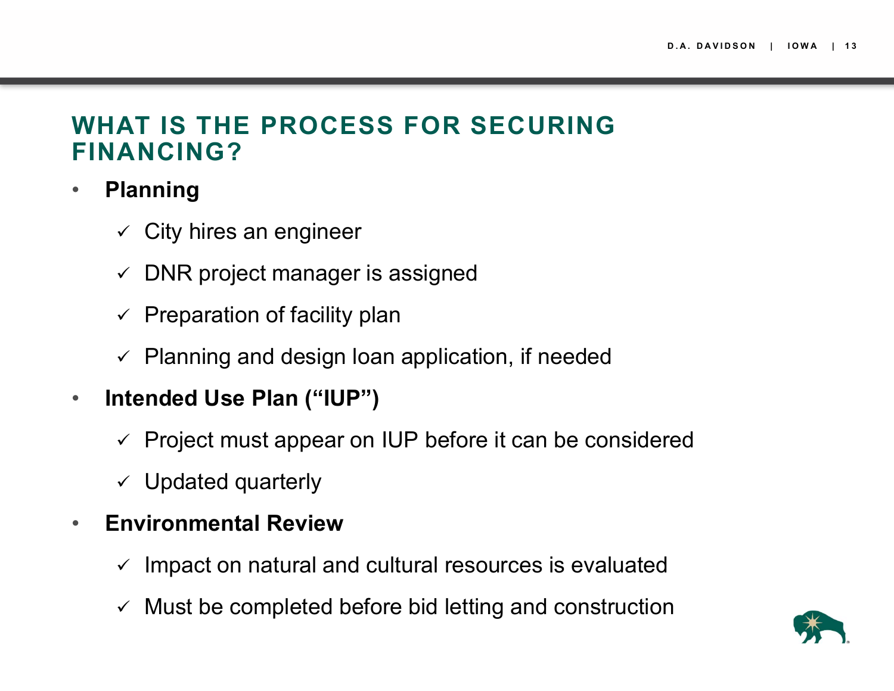## WHAT IS THE PROCESS FOR SECURING FINANCING?

- **Planning**
  - ✓ City hires an engineer
  - ✓ DNR project manager is assigned
  - ✓ Preparation of facility plan
  - ✓ Planning and design loan application, if needed
- **Intended Use Plan (“IUP”)**
  - ✓ Project must appear on IUP before it can be considered
  - ✓ Updated quarterly
- **Environmental Review**
  - ✓ Impact on natural and cultural resources is evaluated
  - ✓ Must be completed before bid letting and construction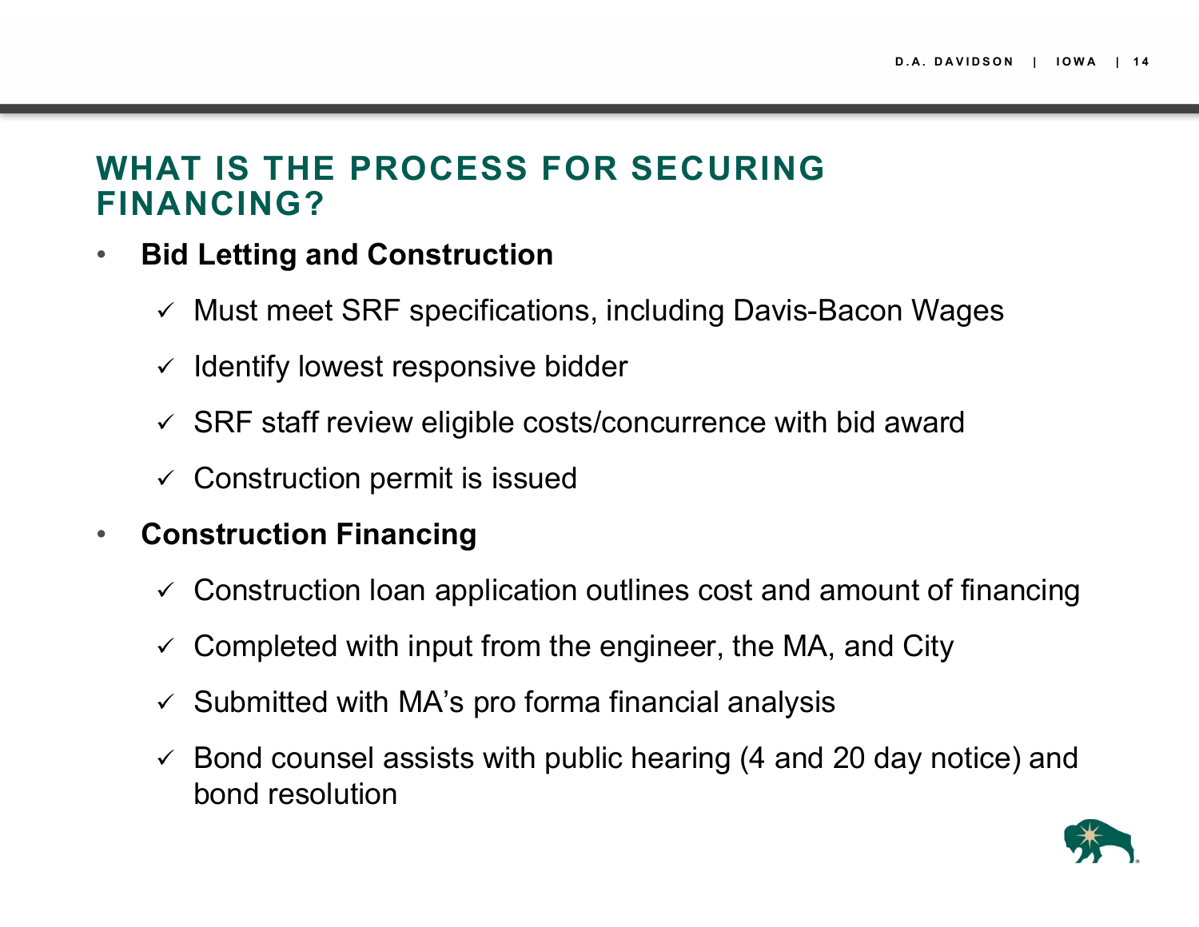## WHAT IS THE PROCESS FOR SECURING FINANCING?

- **Bid Letting and Construction**
  - ✓ Must meet SRF specifications, including Davis-Bacon Wages
  - ✓ Identify lowest responsive bidder
  - ✓ SRF staff review eligible costs/concurrence with bid award
  - ✓ Construction permit is issued
- **Construction Financing**
  - ✓ Construction loan application outlines cost and amount of financing
  - ✓ Completed with input from the engineer, the MA, and City
  - ✓ Submitted with MA's pro forma financial analysis
  - ✓ Bond counsel assists with public hearing (4 and 20 day notice) and bond resolution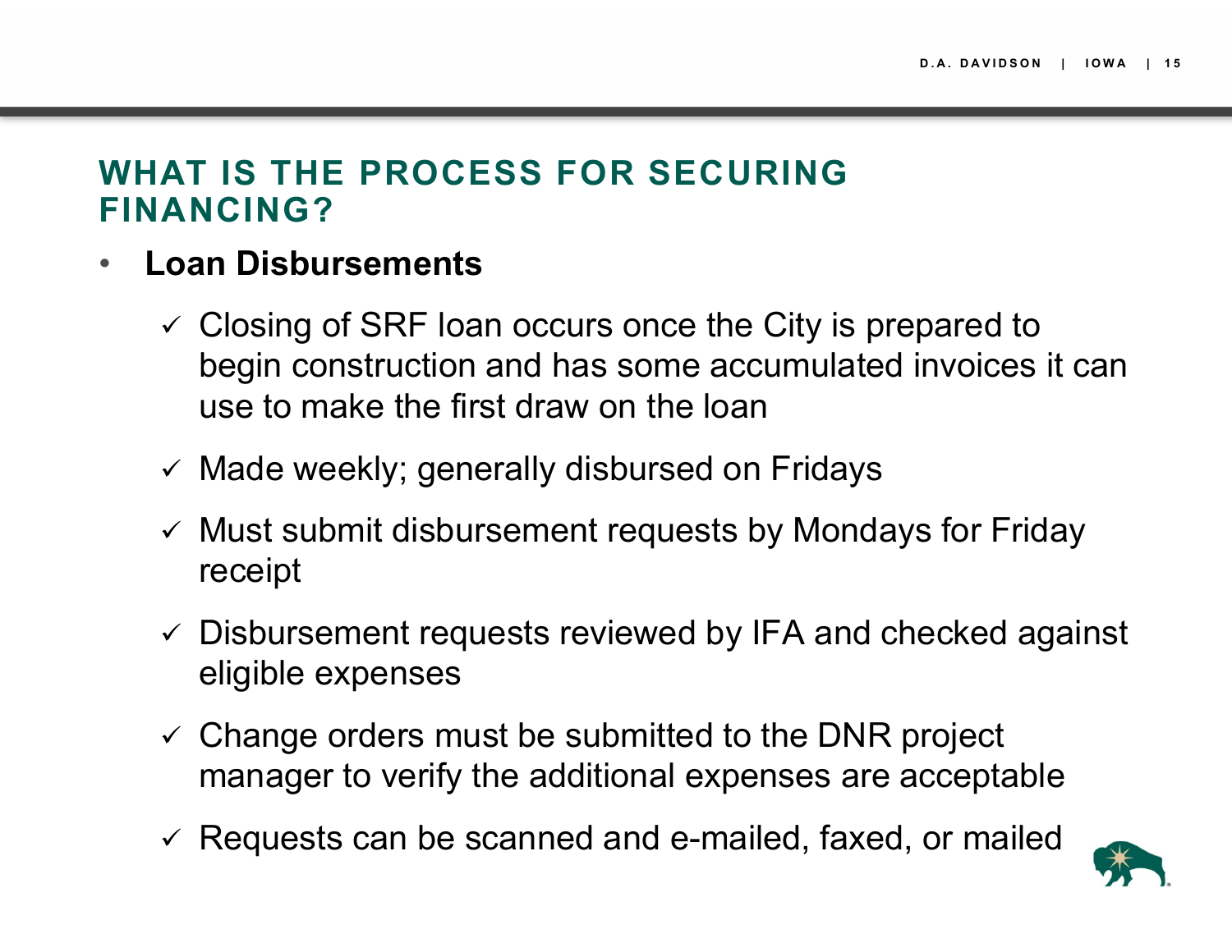## WHAT IS THE PROCESS FOR SECURING FINANCING?

- **Loan Disbursements**
  - ✓ Closing of SRF loan occurs once the City is prepared to begin construction and has some accumulated invoices it can use to make the first draw on the loan
  - ✓ Made weekly; generally disbursed on Fridays
  - ✓ Must submit disbursement requests by Mondays for Friday receipt
  - ✓ Disbursement requests reviewed by IFA and checked against eligible expenses
  - ✓ Change orders must be submitted to the DNR project manager to verify the additional expenses are acceptable
  - ✓ Requests can be scanned and e-mailed, faxed, or mailed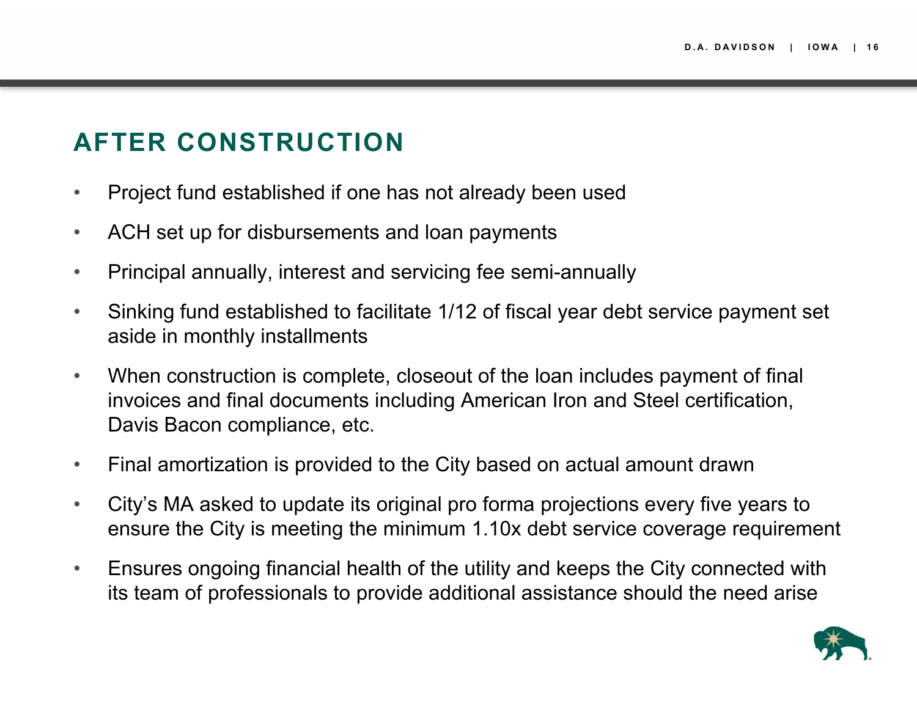# AFTER CONSTRUCTION

- Project fund established if one has not already been used
- ACH set up for disbursements and loan payments
- Principal annually, interest and servicing fee semi-annually
- Sinking fund established to facilitate 1/12 of fiscal year debt service payment set aside in monthly installments
- When construction is complete, closeout of the loan includes payment of final invoices and final documents including American Iron and Steel certification, Davis Bacon compliance, etc.
- Final amortization is provided to the City based on actual amount drawn
- City's MA asked to update its original pro forma projections every five years to ensure the City is meeting the minimum 1.10x debt service coverage requirement
- Ensures ongoing financial health of the utility and keeps the City connected with its team of professionals to provide additional assistance should the need arise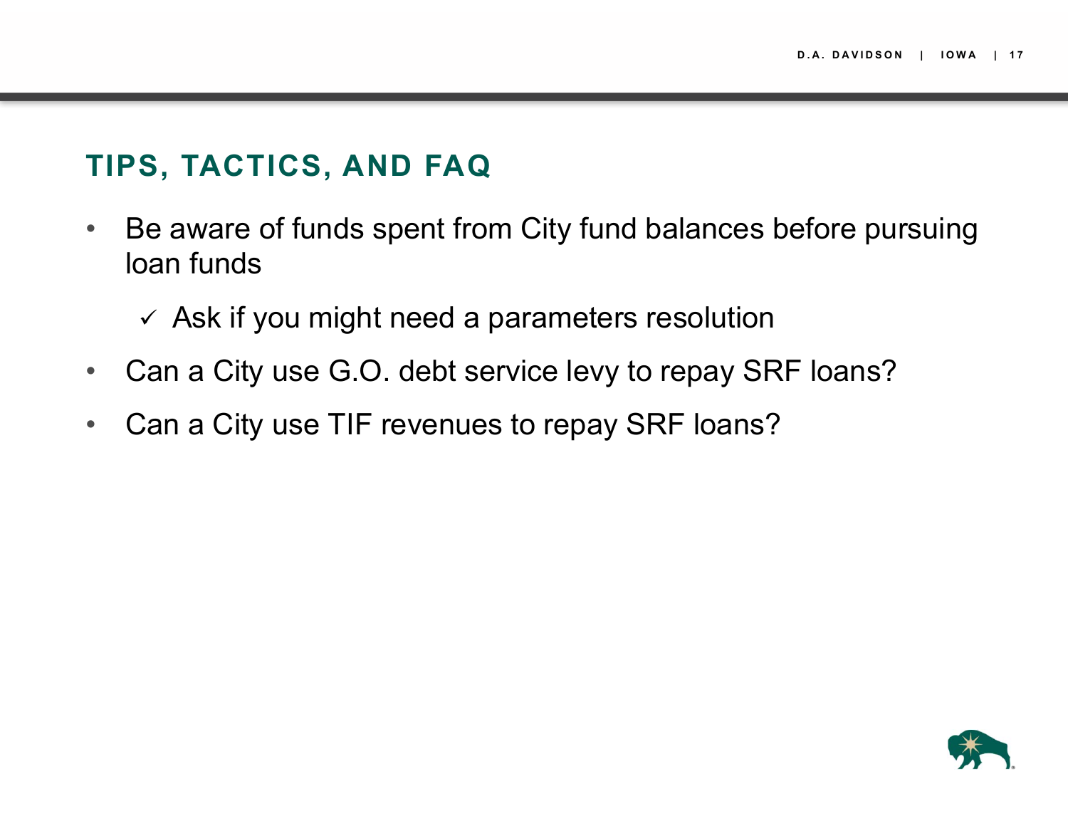## TIPS, TACTICS, AND FAQ

- Be aware of funds spent from City fund balances before pursuing loan funds
  - ✓ Ask if you might need a parameters resolution
- Can a City use G.O. debt service levy to repay SRF loans?
- Can a City use TIF revenues to repay SRF loans?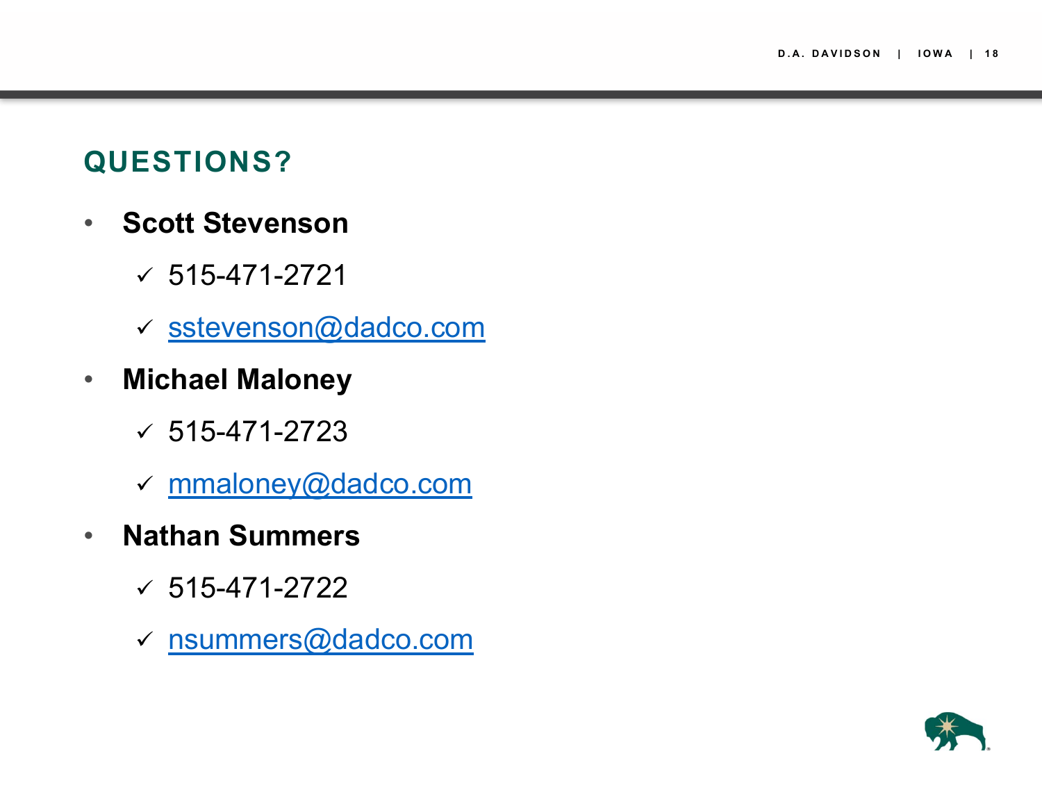## QUESTIONS?

- **Scott Stevenson**
  - ✓ 515-471-2721
  - ✓ sstevenson@dadco.com
- **Michael Maloney**
  - ✓ 515-471-2723
  - ✓ mmaloney@dadco.com
- **Nathan Summers**
  - ✓ 515-471-2722
  - ✓ nsummers@dadco.com